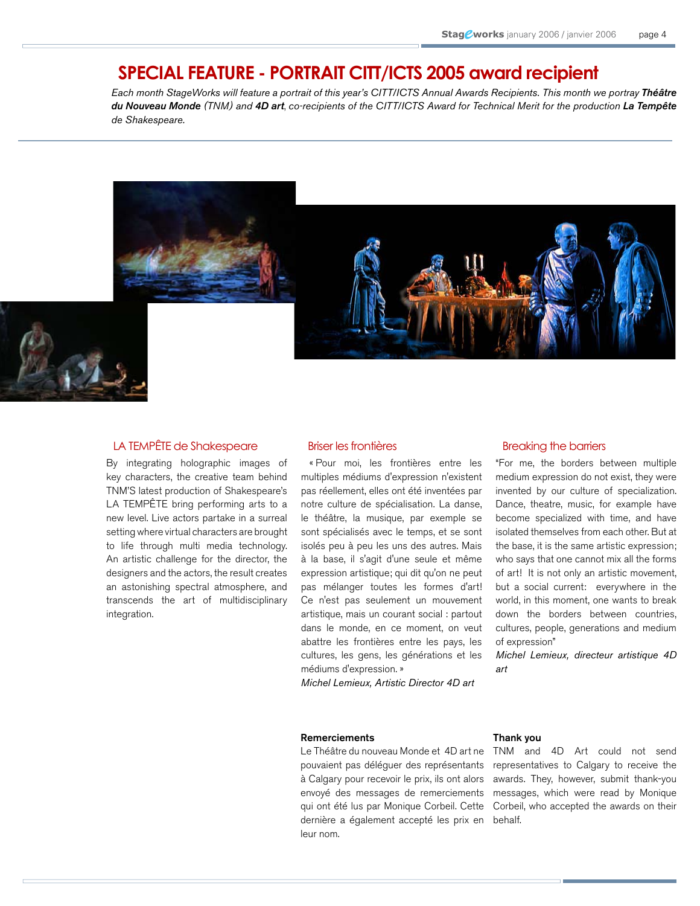# SPECIAL FEATURE - PORTRAIT CITT/ICTS 2005 award recipient

*Each month StageWorks will feature a portrait of this year's CITT/ICTS Annual Awards Recipients. This month we portray **Théâtre du Nouveau Monde** (TNM) and **4D art**, co-recipients of the CITT/ICTS Award for Technical Merit for the production **La Tempête** de Shakespeare.*

## LA TEMPÊTE de Shakespeare

By integrating holographic images of key characters, the creative team behind TNM'S latest production of Shakespeare's LA TEMPÊTE bring performing arts to a new level. Live actors partake in a surreal setting where virtual characters are brought to life through multi media technology. An artistic challenge for the director, the designers and the actors, the result creates an astonishing spectral atmosphere, and transcends the art of multidisciplinary integration.

## Briser les frontières

« Pour moi, les frontières entre les multiples médiums d'expression n'existent pas réellement, elles ont été inventées par notre culture de spécialisation. La danse, le théâtre, la musique, par exemple se sont spécialisés avec le temps, et se sont isolés peu à peu les uns des autres. Mais à la base, il s'agit d'une seule et même expression artistique; qui dit qu'on ne peut pas mélanger toutes les formes d'art! Ce n'est pas seulement un mouvement artistique, mais un courant social : partout dans le monde, en ce moment, on veut abattre les frontières entre les pays, les cultures, les gens, les générations et les médiums d'expression. »

*Michel Lemieux, Artistic Director 4D art*

## Breaking the barriers

"For me, the borders between multiple medium expression do not exist, they were invented by our culture of specialization. Dance, theatre, music, for example have become specialized with time, and have isolated themselves from each other. But at the base, it is the same artistic expression; who says that one cannot mix all the forms of art! It is not only an artistic movement, but a social current: everywhere in the world, in this moment, one wants to break down the borders between countries, cultures, people, generations and medium of expression"

*Michel Lemieux, directeur artistique 4D art*

**Remerciements**

Le Théâtre du nouveau Monde et 4D art ne pouvaient pas déléguer des représentants à Calgary pour recevoir le prix, ils ont alors envoyé des messages de remerciements qui ont été lus par Monique Corbeil. Cette dernière a également accepté les prix en leur nom.

**Thank you**

TNM and 4D Art could not send representatives to Calgary to receive the awards. They, however, submit thank-you messages, which were read by Monique Corbeil, who accepted the awards on their behalf.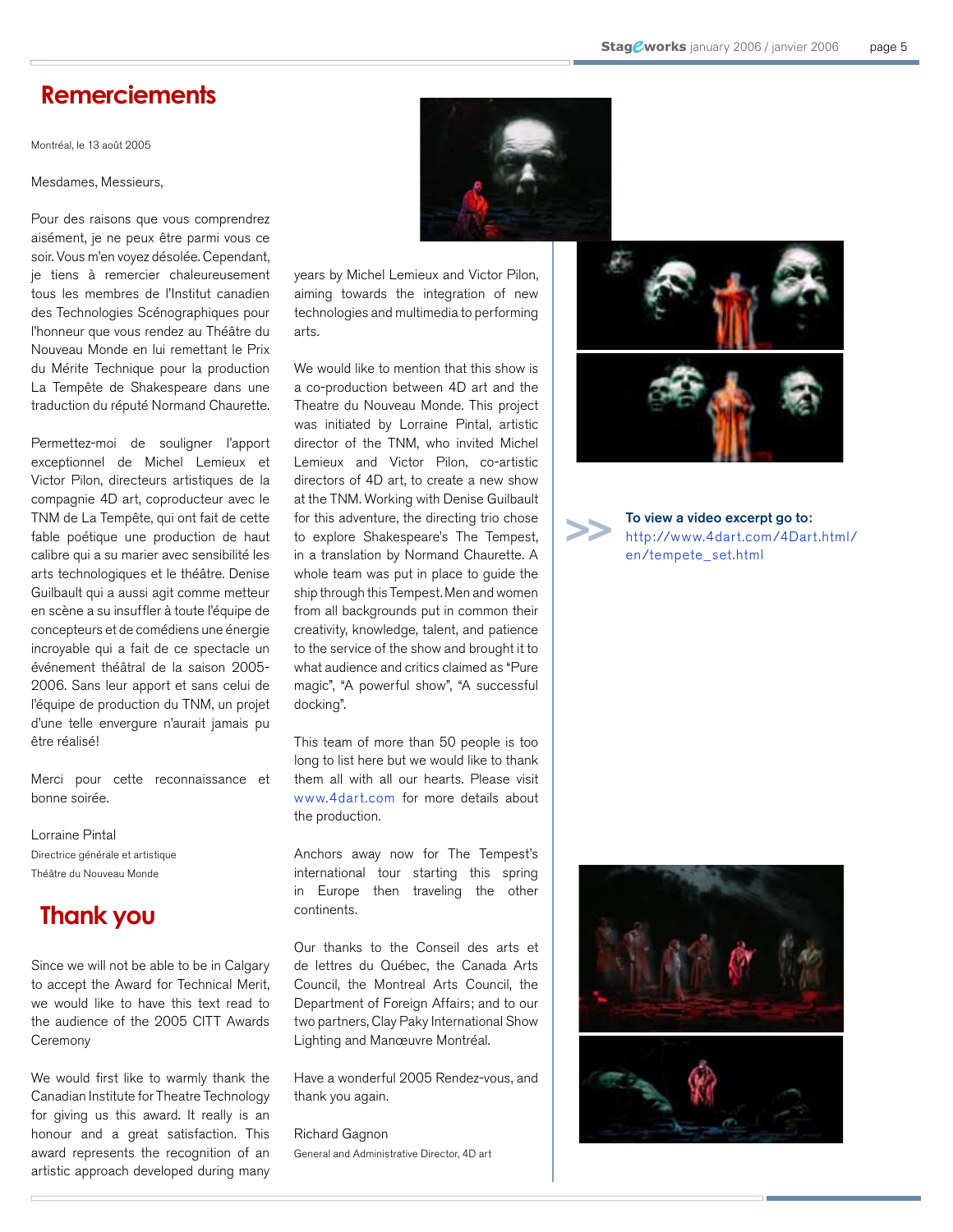# Remerciements

Montréal, le 13 août 2005

Mesdames, Messieurs,

Pour des raisons que vous comprendrez aisément, je ne peux être parmi vous ce soir. Vous m'en voyez désolée. Cependant, je tiens à remercier chaleureusement tous les membres de l'Institut canadien des Technologies Scénographiques pour l'honneur que vous rendez au Théâtre du Nouveau Monde en lui remettant le Prix du Mérite Technique pour la production La Tempête de Shakespeare dans une traduction du réputé Normand Chaurette.

Permettez-moi de souligner l'apport exceptionnel de Michel Lemieux et Victor Pilon, directeurs artistiques de la compagnie 4D art, coproducteur avec le TNM de La Tempête, qui ont fait de cette fable poétique une production de haut calibre qui a su marier avec sensibilité les arts technologiques et le théâtre. Denise Guilbault qui a aussi agit comme metteur en scène a su insuffler à toute l'équipe de concepteurs et de comédiens une énergie incroyable qui a fait de ce spectacle un événement théâtral de la saison 2005-2006. Sans leur apport et sans celui de l'équipe de production du TNM, un projet d'une telle envergure n'aurait jamais pu être réalisé!

Merci pour cette reconnaissance et bonne soirée.

Lorraine Pintal
Directrice générale et artistique
Théâtre du Nouveau Monde

# Thank you

Since we will not be able to be in Calgary to accept the Award for Technical Merit, we would like to have this text read to the audience of the 2005 CITT Awards Ceremony

We would first like to warmly thank the Canadian Institute for Theatre Technology for giving us this award. It really is an honour and a great satisfaction. This award represents the recognition of an artistic approach developed during many years by Michel Lemieux and Victor Pilon, aiming towards the integration of new technologies and multimedia to performing arts.

We would like to mention that this show is a co-production between 4D art and the Theatre du Nouveau Monde. This project was initiated by Lorraine Pintal, artistic director of the TNM, who invited Michel Lemieux and Victor Pilon, co-artistic directors of 4D art, to create a new show at the TNM. Working with Denise Guilbault for this adventure, the directing trio chose to explore Shakespeare's The Tempest, in a translation by Normand Chaurette. A whole team was put in place to guide the ship through this Tempest. Men and women from all backgrounds put in common their creativity, knowledge, talent, and patience to the service of the show and brought it to what audience and critics claimed as "Pure magic", "A powerful show", "A successful docking".

This team of more than 50 people is too long to list here but we would like to thank them all with all our hearts. Please visit www.4dart.com for more details about the production.

Anchors away now for The Tempest's international tour starting this spring in Europe then traveling the other continents.

Our thanks to the Conseil des arts et de lettres du Québec, the Canada Arts Council, the Montreal Arts Council, the Department of Foreign Affairs; and to our two partners, Clay Paky International Show Lighting and Manœuvre Montréal.

Have a wonderful 2005 Rendez-vous, and thank you again.

Richard Gagnon
General and Administrative Director, 4D art

>> **To view a video excerpt go to:** http://www.4dart.com/4Dart.html/en/tempete_set.html